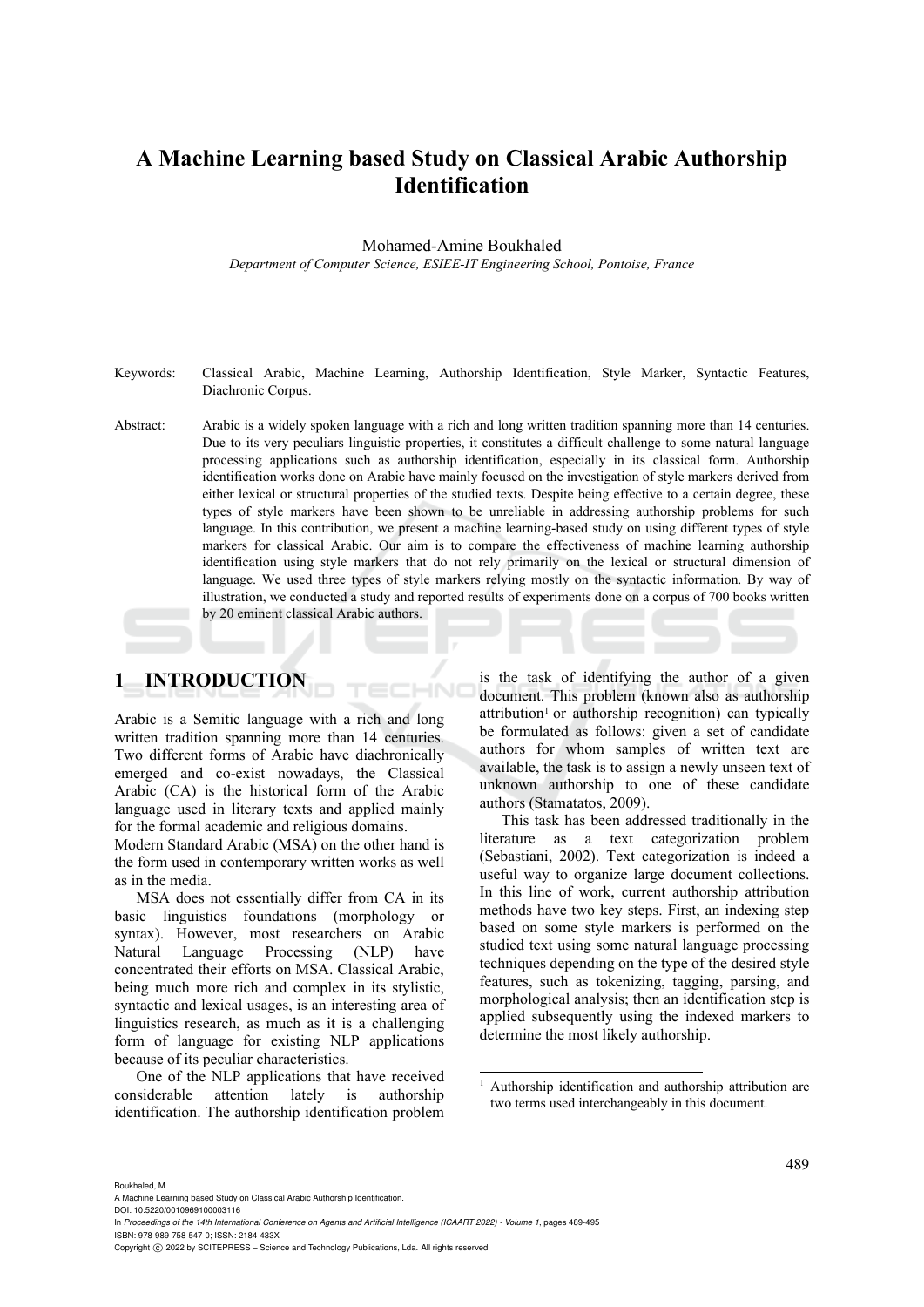# A Machine Learning based Study on Classical Arabic Authorship Identification

Mohamed-Amine Boukhaled

*Department of Computer Science, ESIEE-IT Engineering School, Pontoise, France*

Keywords: Classical Arabic, Machine Learning, Authorship Identification, Style Marker, Syntactic Features, Diachronic Corpus.

Abstract: Arabic is a widely spoken language with a rich and long written tradition spanning more than 14 centuries. Due to its very peculiars linguistic properties, it constitutes a difficult challenge to some natural language processing applications such as authorship identification, especially in its classical form. Authorship identification works done on Arabic have mainly focused on the investigation of style markers derived from either lexical or structural properties of the studied texts. Despite being effective to a certain degree, these types of style markers have been shown to be unreliable in addressing authorship problems for such language. In this contribution, we present a machine learning-based study on using different types of style markers for classical Arabic. Our aim is to compare the effectiveness of machine learning authorship identification using style markers that do not rely primarily on the lexical or structural dimension of language. We used three types of style markers relying mostly on the syntactic information. By way of illustration, we conducted a study and reported results of experiments done on a corpus of 700 books written by 20 eminent classical Arabic authors.

## 1 INTRODUCTION

Arabic is a Semitic language with a rich and long written tradition spanning more than 14 centuries. Two different forms of Arabic have diachronically emerged and co-exist nowadays, the Classical Arabic (CA) is the historical form of the Arabic language used in literary texts and applied mainly for the formal academic and religious domains.
Modern Standard Arabic (MSA) on the other hand is the form used in contemporary written works as well as in the media.

MSA does not essentially differ from CA in its basic linguistics foundations (morphology or syntax). However, most researchers on Arabic Natural Language Processing (NLP) have concentrated their efforts on MSA. Classical Arabic, being much more rich and complex in its stylistic, syntactic and lexical usages, is an interesting area of linguistics research, as much as it is a challenging form of language for existing NLP applications because of its peculiar characteristics.

One of the NLP applications that have received considerable attention lately is authorship identification. The authorship identification problem is the task of identifying the author of a given document. This problem (known also as authorship attribution[1] or authorship recognition) can typically be formulated as follows: given a set of candidate authors for whom samples of written text are available, the task is to assign a newly unseen text of unknown authorship to one of these candidate authors (Stamatatos, 2009).

This task has been addressed traditionally in the literature as a text categorization problem (Sebastiani, 2002). Text categorization is indeed a useful way to organize large document collections. In this line of work, current authorship attribution methods have two key steps. First, an indexing step based on some style markers is performed on the studied text using some natural language processing techniques depending on the type of the desired style features, such as tokenizing, tagging, parsing, and morphological analysis; then an identification step is applied subsequently using the indexed markers to determine the most likely authorship.

[1] Authorship identification and authorship attribution are two terms used interchangeably in this document.

Boukhaled, M.
A Machine Learning based Study on Classical Arabic Authorship Identification.
DOI: 10.5220/0010969100003116
In *Proceedings of the 14th International Conference on Agents and Artificial Intelligence (ICAART 2022) - Volume 1*, pages 489-495
ISBN: 978-989-758-547-0; ISSN: 2184-433X
Copyright © 2022 by SCITEPRESS – Science and Technology Publications, Lda. All rights reserved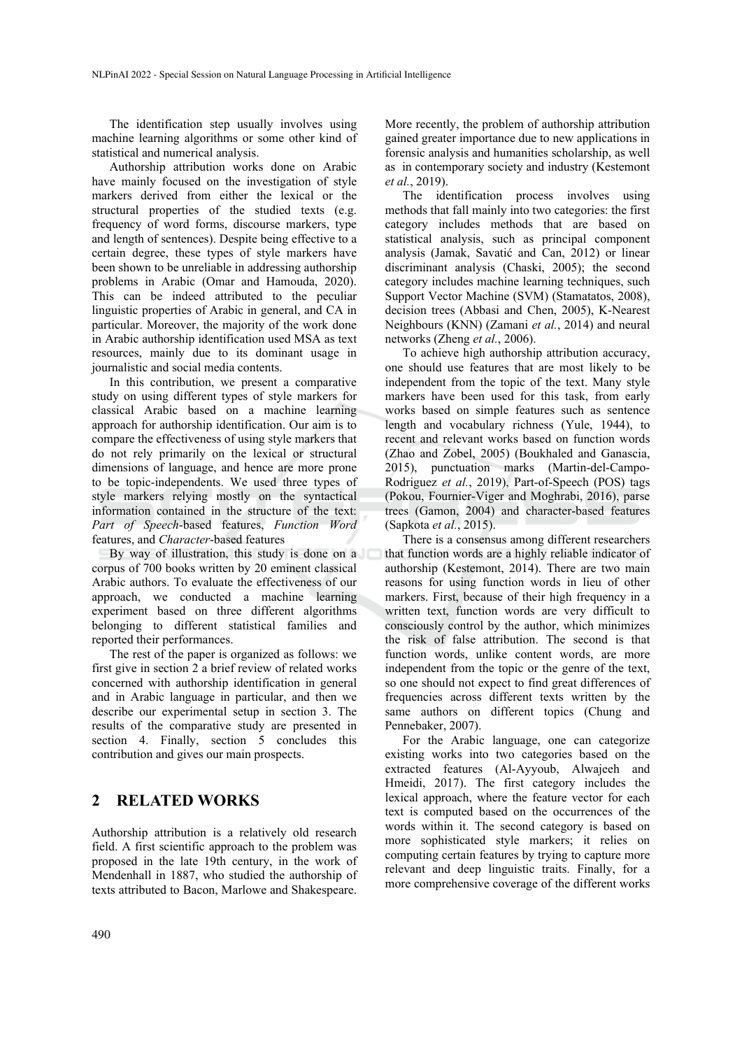The identification step usually involves using machine learning algorithms or some other kind of statistical and numerical analysis.

Authorship attribution works done on Arabic have mainly focused on the investigation of style markers derived from either the lexical or the structural properties of the studied texts (e.g. frequency of word forms, discourse markers, type and length of sentences). Despite being effective to a certain degree, these types of style markers have been shown to be unreliable in addressing authorship problems in Arabic (Omar and Hamouda, 2020). This can be indeed attributed to the peculiar linguistic properties of Arabic in general, and CA in particular. Moreover, the majority of the work done in Arabic authorship identification used MSA as text resources, mainly due to its dominant usage in journalistic and social media contents.

In this contribution, we present a comparative study on using different types of style markers for classical Arabic based on a machine learning approach for authorship identification. Our aim is to compare the effectiveness of using style markers that do not rely primarily on the lexical or structural dimensions of language, and hence are more prone to be topic-independents. We used three types of style markers relying mostly on the syntactical information contained in the structure of the text: *Part of Speech*-based features, *Function Word* features, and *Character*-based features

By way of illustration, this study is done on a corpus of 700 books written by 20 eminent classical Arabic authors. To evaluate the effectiveness of our approach, we conducted a machine learning experiment based on three different algorithms belonging to different statistical families and reported their performances.

The rest of the paper is organized as follows: we first give in section 2 a brief review of related works concerned with authorship identification in general and in Arabic language in particular, and then we describe our experimental setup in section 3. The results of the comparative study are presented in section 4. Finally, section 5 concludes this contribution and gives our main prospects.

## 2 RELATED WORKS

Authorship attribution is a relatively old research field. A first scientific approach to the problem was proposed in the late 19th century, in the work of Mendenhall in 1887, who studied the authorship of texts attributed to Bacon, Marlowe and Shakespeare. More recently, the problem of authorship attribution gained greater importance due to new applications in forensic analysis and humanities scholarship, as well as in contemporary society and industry (Kestemont *et al.*, 2019).

The identification process involves using methods that fall mainly into two categories: the first category includes methods that are based on statistical analysis, such as principal component analysis (Jamak, Savatić and Can, 2012) or linear discriminant analysis (Chaski, 2005); the second category includes machine learning techniques, such Support Vector Machine (SVM) (Stamatatos, 2008), decision trees (Abbasi and Chen, 2005), K-Nearest Neighbours (KNN) (Zamani *et al.*, 2014) and neural networks (Zheng *et al.*, 2006).

To achieve high authorship attribution accuracy, one should use features that are most likely to be independent from the topic of the text. Many style markers have been used for this task, from early works based on simple features such as sentence length and vocabulary richness (Yule, 1944), to recent and relevant works based on function words (Zhao and Zobel, 2005) (Boukhaled and Ganascia, 2015), punctuation marks (Martin-del-Campo-Rodriguez *et al.*, 2019), Part-of-Speech (POS) tags (Pokou, Fournier-Viger and Moghrabi, 2016), parse trees (Gamon, 2004) and character-based features (Sapkota *et al.*, 2015).

There is a consensus among different researchers that function words are a highly reliable indicator of authorship (Kestemont, 2014). There are two main reasons for using function words in lieu of other markers. First, because of their high frequency in a written text, function words are very difficult to consciously control by the author, which minimizes the risk of false attribution. The second is that function words, unlike content words, are more independent from the topic or the genre of the text, so one should not expect to find great differences of frequencies across different texts written by the same authors on different topics (Chung and Pennebaker, 2007).

For the Arabic language, one can categorize existing works into two categories based on the extracted features (Al-Ayyoub, Alwajeeh and Hmeidi, 2017). The first category includes the lexical approach, where the feature vector for each text is computed based on the occurrences of the words within it. The second category is based on more sophisticated style markers; it relies on computing certain features by trying to capture more relevant and deep linguistic traits. Finally, for a more comprehensive coverage of the different works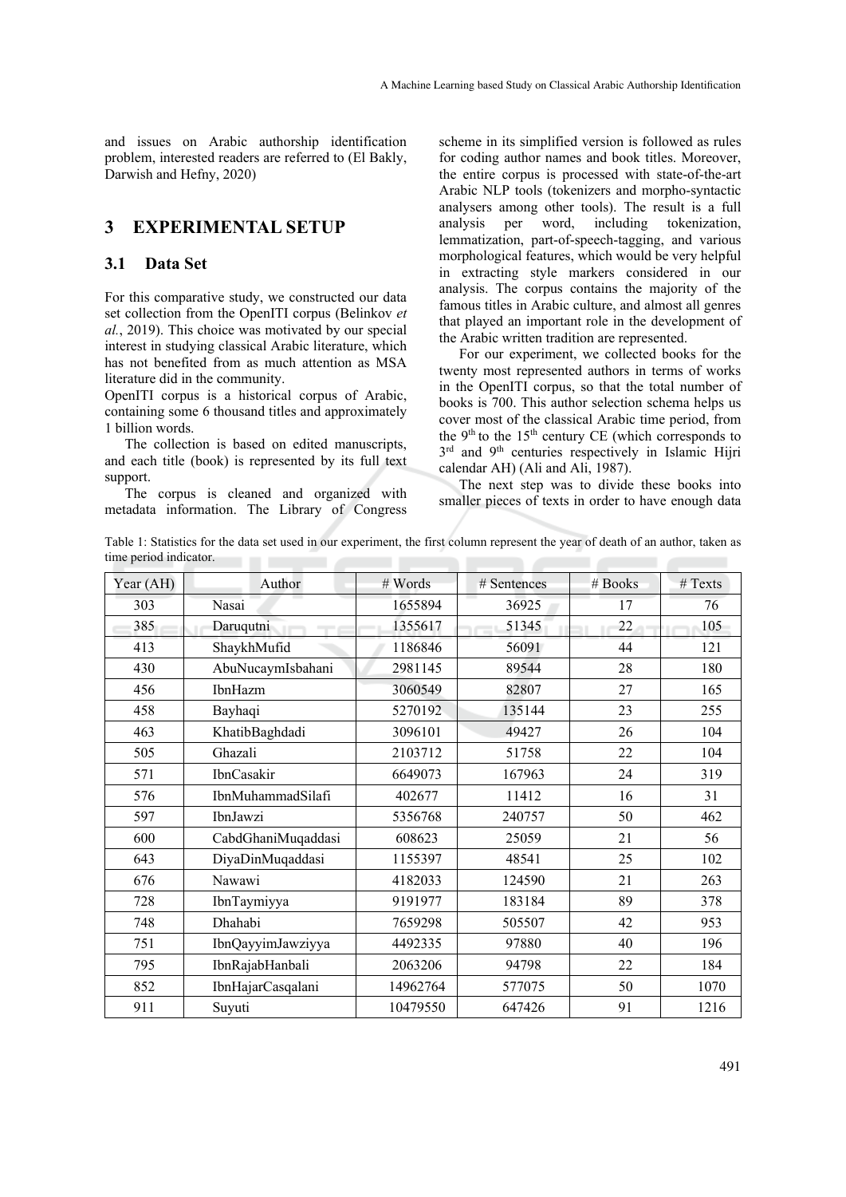and issues on Arabic authorship identification problem, interested readers are referred to (El Bakly, Darwish and Hefny, 2020)

## 3 EXPERIMENTAL SETUP

### 3.1 Data Set

For this comparative study, we constructed our data set collection from the OpenITI corpus (Belinkov *et al.*, 2019). This choice was motivated by our special interest in studying classical Arabic literature, which has not benefited from as much attention as MSA literature did in the community.

OpenITI corpus is a historical corpus of Arabic, containing some 6 thousand titles and approximately 1 billion words.

The collection is based on edited manuscripts, and each title (book) is represented by its full text support.

The corpus is cleaned and organized with metadata information. The Library of Congress scheme in its simplified version is followed as rules for coding author names and book titles. Moreover, the entire corpus is processed with state-of-the-art Arabic NLP tools (tokenizers and morpho-syntactic analysers among other tools). The result is a full analysis per word, including tokenization, lemmatization, part-of-speech-tagging, and various morphological features, which would be very helpful in extracting style markers considered in our analysis. The corpus contains the majority of the famous titles in Arabic culture, and almost all genres that played an important role in the development of the Arabic written tradition are represented.

For our experiment, we collected books for the twenty most represented authors in terms of works in the OpenITI corpus, so that the total number of books is 700. This author selection schema helps us cover most of the classical Arabic time period, from the 9th to the 15th century CE (which corresponds to 3rd and 9th centuries respectively in Islamic Hijri calendar AH) (Ali and Ali, 1987).

The next step was to divide these books into smaller pieces of texts in order to have enough data

Table 1: Statistics for the data set used in our experiment, the first column represent the year of death of an author, taken as time period indicator.

| Year (AH) | Author | # Words | # Sentences | # Books | # Texts |
|---|---|---|---|---|---|
| 303 | Nasai | 1655894 | 36925 | 17 | 76 |
| 385 | Daruqutni | 1355617 | 51345 | 22 | 105 |
| 413 | ShaykhMufid | 1186846 | 56091 | 44 | 121 |
| 430 | AbuNucaymIsbahani | 2981145 | 89544 | 28 | 180 |
| 456 | IbnHazm | 3060549 | 82807 | 27 | 165 |
| 458 | Bayhaqi | 5270192 | 135144 | 23 | 255 |
| 463 | KhatibBaghdadi | 3096101 | 49427 | 26 | 104 |
| 505 | Ghazali | 2103712 | 51758 | 22 | 104 |
| 571 | IbnCasakir | 6649073 | 167963 | 24 | 319 |
| 576 | IbnMuhammadSilafi | 402677 | 11412 | 16 | 31 |
| 597 | IbnJawzi | 5356768 | 240757 | 50 | 462 |
| 600 | CabdGhaniMuqaddasi | 608623 | 25059 | 21 | 56 |
| 643 | DiyaDinMuqaddasi | 1155397 | 48541 | 25 | 102 |
| 676 | Nawawi | 4182033 | 124590 | 21 | 263 |
| 728 | IbnTaymiyya | 9191977 | 183184 | 89 | 378 |
| 748 | Dhahabi | 7659298 | 505507 | 42 | 953 |
| 751 | IbnQayyimJawziyya | 4492335 | 97880 | 40 | 196 |
| 795 | IbnRajabHanbali | 2063206 | 94798 | 22 | 184 |
| 852 | IbnHajarCasqalani | 14962764 | 577075 | 50 | 1070 |
| 911 | Suyuti | 10479550 | 647426 | 91 | 1216 |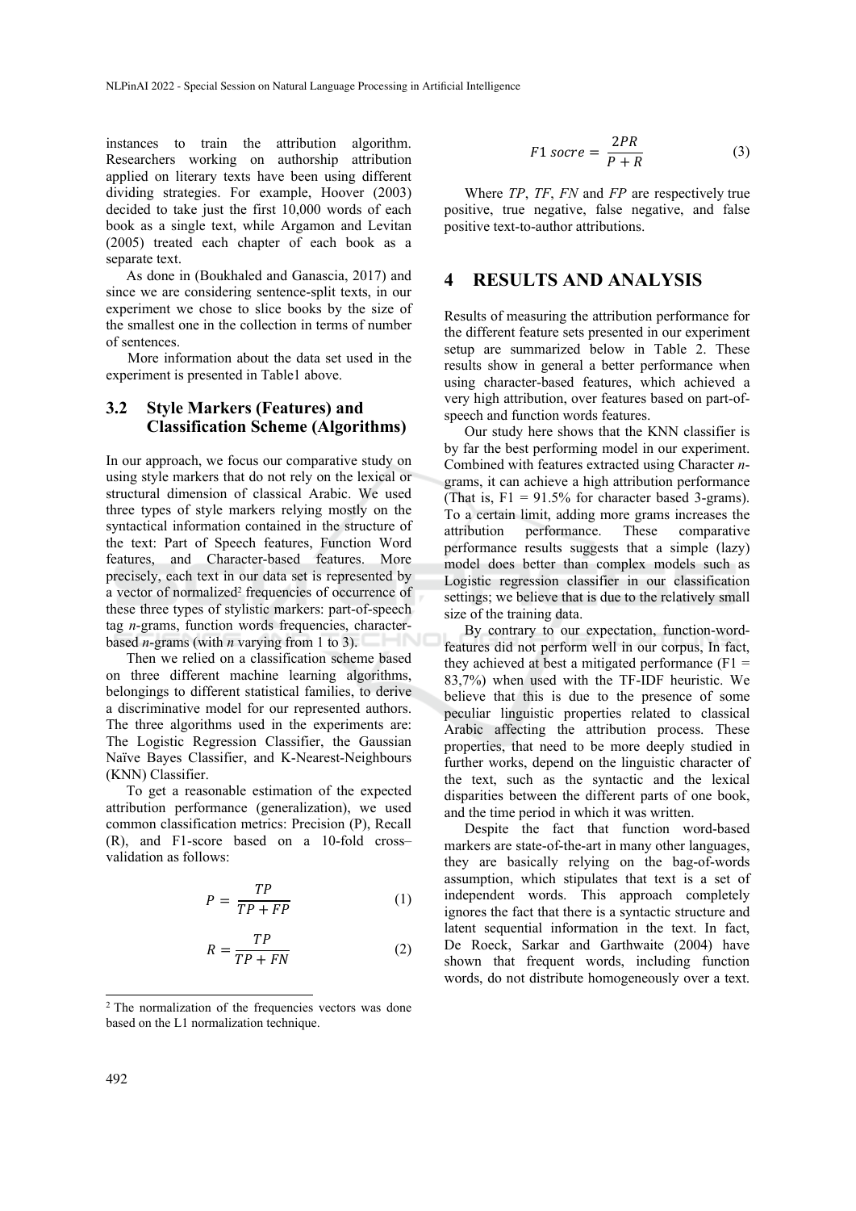instances to train the attribution algorithm. Researchers working on authorship attribution applied on literary texts have been using different dividing strategies. For example, Hoover (2003) decided to take just the first 10,000 words of each book as a single text, while Argamon and Levitan (2005) treated each chapter of each book as a separate text.

As done in (Boukhaled and Ganascia, 2017) and since we are considering sentence-split texts, in our experiment we chose to slice books by the size of the smallest one in the collection in terms of number of sentences.

More information about the data set used in the experiment is presented in Table1 above.

### 3.2 Style Markers (Features) and Classification Scheme (Algorithms)

In our approach, we focus our comparative study on using style markers that do not rely on the lexical or structural dimension of classical Arabic. We used three types of style markers relying mostly on the syntactical information contained in the structure of the text: Part of Speech features, Function Word features, and Character-based features. More precisely, each text in our data set is represented by a vector of normalized[2] frequencies of occurrence of these three types of stylistic markers: part-of-speech tag *n*-grams, function words frequencies, character-based *n*-grams (with *n* varying from 1 to 3).

Then we relied on a classification scheme based on three different machine learning algorithms, belongings to different statistical families, to derive a discriminative model for our represented authors. The three algorithms used in the experiments are: The Logistic Regression Classifier, the Gaussian Naïve Bayes Classifier, and K-Nearest-Neighbours (KNN) Classifier.

To get a reasonable estimation of the expected attribution performance (generalization), we used common classification metrics: Precision (P), Recall (R), and F1-score based on a 10-fold cross–validation as follows:

$$P = \frac{TP}{TP + FP} \tag{1}$$

$$R = \frac{TP}{TP + FN} \tag{2}$$

$$F1\ socre = \frac{2PR}{P + R} \tag{3}$$

Where *TP*, *TF*, *FN* and *FP* are respectively true positive, true negative, false negative, and false positive text-to-author attributions.

## 4 RESULTS AND ANALYSIS

Results of measuring the attribution performance for the different feature sets presented in our experiment setup are summarized below in Table 2. These results show in general a better performance when using character-based features, which achieved a very high attribution, over features based on part-of-speech and function words features.

Our study here shows that the KNN classifier is by far the best performing model in our experiment. Combined with features extracted using Character *n*-grams, it can achieve a high attribution performance (That is, F1 = 91.5% for character based 3-grams). To a certain limit, adding more grams increases the attribution performance. These comparative performance results suggests that a simple (lazy) model does better than complex models such as Logistic regression classifier in our classification settings; we believe that is due to the relatively small size of the training data.

By contrary to our expectation, function-word-features did not perform well in our corpus, In fact, they achieved at best a mitigated performance (F1 = 83,7%) when used with the TF-IDF heuristic. We believe that this is due to the presence of some peculiar linguistic properties related to classical Arabic affecting the attribution process. These properties, that need to be more deeply studied in further works, depend on the linguistic character of the text, such as the syntactic and the lexical disparities between the different parts of one book, and the time period in which it was written.

Despite the fact that function word-based markers are state-of-the-art in many other languages, they are basically relying on the bag-of-words assumption, which stipulates that text is a set of independent words. This approach completely ignores the fact that there is a syntactic structure and latent sequential information in the text. In fact, De Roeck, Sarkar and Garthwaite (2004) have shown that frequent words, including function words, do not distribute homogeneously over a text.

[2] The normalization of the frequencies vectors was done based on the L1 normalization technique.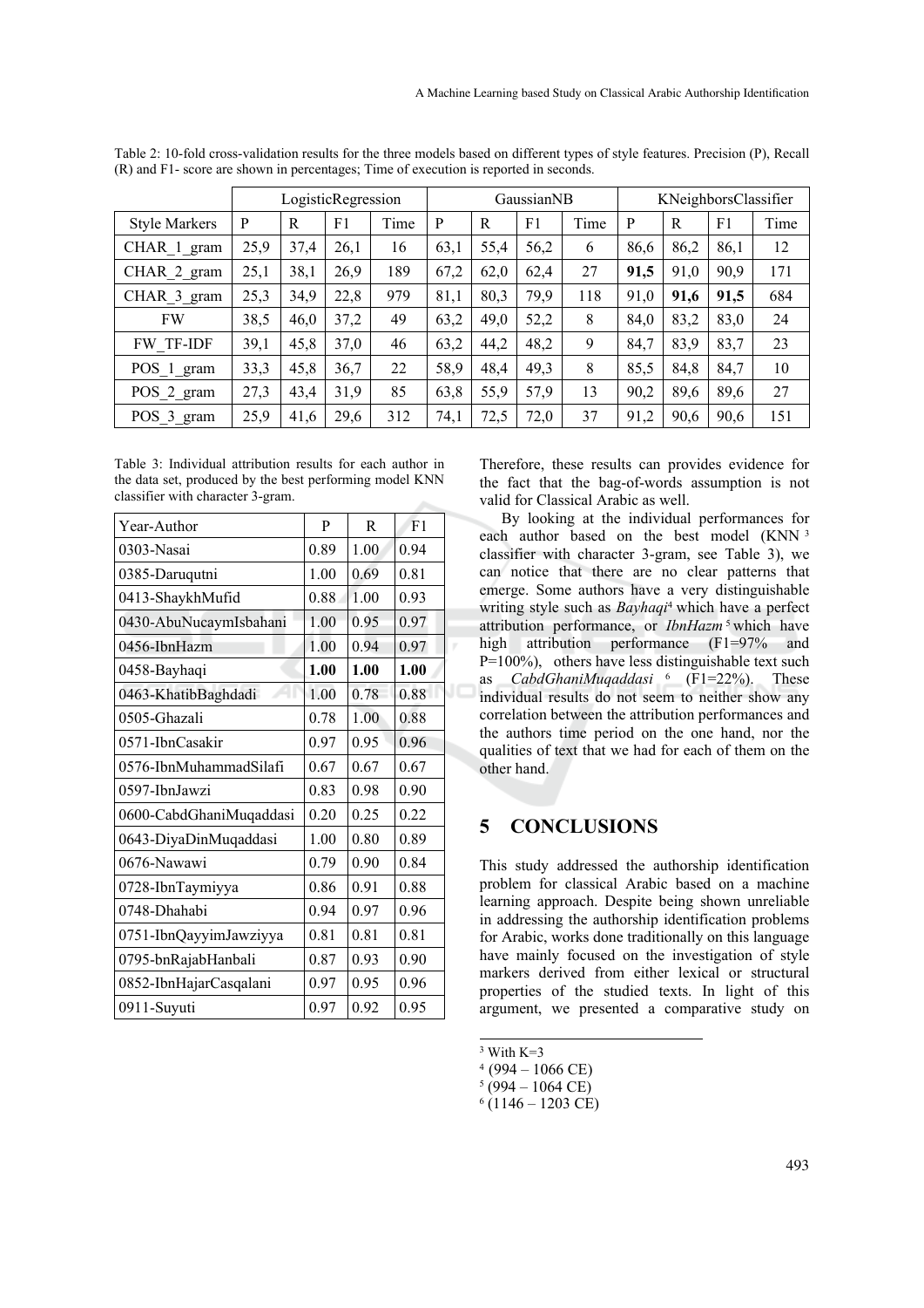Table 2: 10-fold cross-validation results for the three models based on different types of style features. Precision (P), Recall (R) and F1- score are shown in percentages; Time of execution is reported in seconds.

| | LogisticRegression | | | | GaussianNB | | | | KNeighborsClassifier | | | |
|---|---|---|---|---|---|---|---|---|---|---|---|---|
| Style Markers | P | R | F1 | Time | P | R | F1 | Time | P | R | F1 | Time |
| CHAR_1_gram | 25,9 | 37,4 | 26,1 | 16 | 63,1 | 55,4 | 56,2 | 6 | 86,6 | 86,2 | 86,1 | 12 |
| CHAR_2_gram | 25,1 | 38,1 | 26,9 | 189 | 67,2 | 62,0 | 62,4 | 27 | **91,5** | 91,0 | 90,9 | 171 |
| CHAR_3_gram | 25,3 | 34,9 | 22,8 | 979 | 81,1 | 80,3 | 79,9 | 118 | 91,0 | **91,6** | **91,5** | 684 |
| FW | 38,5 | 46,0 | 37,2 | 49 | 63,2 | 49,0 | 52,2 | 8 | 84,0 | 83,2 | 83,0 | 24 |
| FW_TF-IDF | 39,1 | 45,8 | 37,0 | 46 | 63,2 | 44,2 | 48,2 | 9 | 84,7 | 83,9 | 83,7 | 23 |
| POS_1_gram | 33,3 | 45,8 | 36,7 | 22 | 58,9 | 48,4 | 49,3 | 8 | 85,5 | 84,8 | 84,7 | 10 |
| POS_2_gram | 27,3 | 43,4 | 31,9 | 85 | 63,8 | 55,9 | 57,9 | 13 | 90,2 | 89,6 | 89,6 | 27 |
| POS_3_gram | 25,9 | 41,6 | 29,6 | 312 | 74,1 | 72,5 | 72,0 | 37 | 91,2 | 90,6 | 90,6 | 151 |

Table 3: Individual attribution results for each author in the data set, produced by the best performing model KNN classifier with character 3-gram.

| Year-Author | P | R | F1 |
|---|---|---|---|
| 0303-Nasai | 0.89 | 1.00 | 0.94 |
| 0385-Daruqutni | 1.00 | 0.69 | 0.81 |
| 0413-ShaykhMufid | 0.88 | 1.00 | 0.93 |
| 0430-AbuNucaymIsbahani | 1.00 | 0.95 | 0.97 |
| 0456-IbnHazm | 1.00 | 0.94 | 0.97 |
| 0458-Bayhaqi | **1.00** | **1.00** | **1.00** |
| 0463-KhatibBaghdadi | 1.00 | 0.78 | 0.88 |
| 0505-Ghazali | 0.78 | 1.00 | 0.88 |
| 0571-IbnCasakir | 0.97 | 0.95 | 0.96 |
| 0576-IbnMuhammadSilafi | 0.67 | 0.67 | 0.67 |
| 0597-IbnJawzi | 0.83 | 0.98 | 0.90 |
| 0600-CabdGhaniMuqaddasi | 0.20 | 0.25 | 0.22 |
| 0643-DiyaDinMuqaddasi | 1.00 | 0.80 | 0.89 |
| 0676-Nawawi | 0.79 | 0.90 | 0.84 |
| 0728-IbnTaymiyya | 0.86 | 0.91 | 0.88 |
| 0748-Dhahabi | 0.94 | 0.97 | 0.96 |
| 0751-IbnQayyimJawziyya | 0.81 | 0.81 | 0.81 |
| 0795-bnRajabHanbali | 0.87 | 0.93 | 0.90 |
| 0852-IbnHajarCasqalani | 0.97 | 0.95 | 0.96 |
| 0911-Suyuti | 0.97 | 0.92 | 0.95 |

Therefore, these results can provides evidence for the fact that the bag-of-words assumption is not valid for Classical Arabic as well.

By looking at the individual performances for each author based on the best model (KNN [3] classifier with character 3-gram, see Table 3), we can notice that there are no clear patterns that emerge. Some authors have a very distinguishable writing style such as *Bayhaqi*[4] which have a perfect attribution performance, or *IbnHazm*[5] which have high attribution performance (F1=97% and P=100%), others have less distinguishable text such as *CabdGhaniMuqaddasi*[6] (F1=22%). These individual results do not seem to neither show any correlation between the attribution performances and the authors time period on the one hand, nor the qualities of text that we had for each of them on the other hand.

## 5 CONCLUSIONS

This study addressed the authorship identification problem for classical Arabic based on a machine learning approach. Despite being shown unreliable in addressing the authorship identification problems for Arabic, works done traditionally on this language have mainly focused on the investigation of style markers derived from either lexical or structural properties of the studied texts. In light of this argument, we presented a comparative study on

[3] With K=3
[4] (994 – 1066 CE)
[5] (994 – 1064 CE)
[6] (1146 – 1203 CE)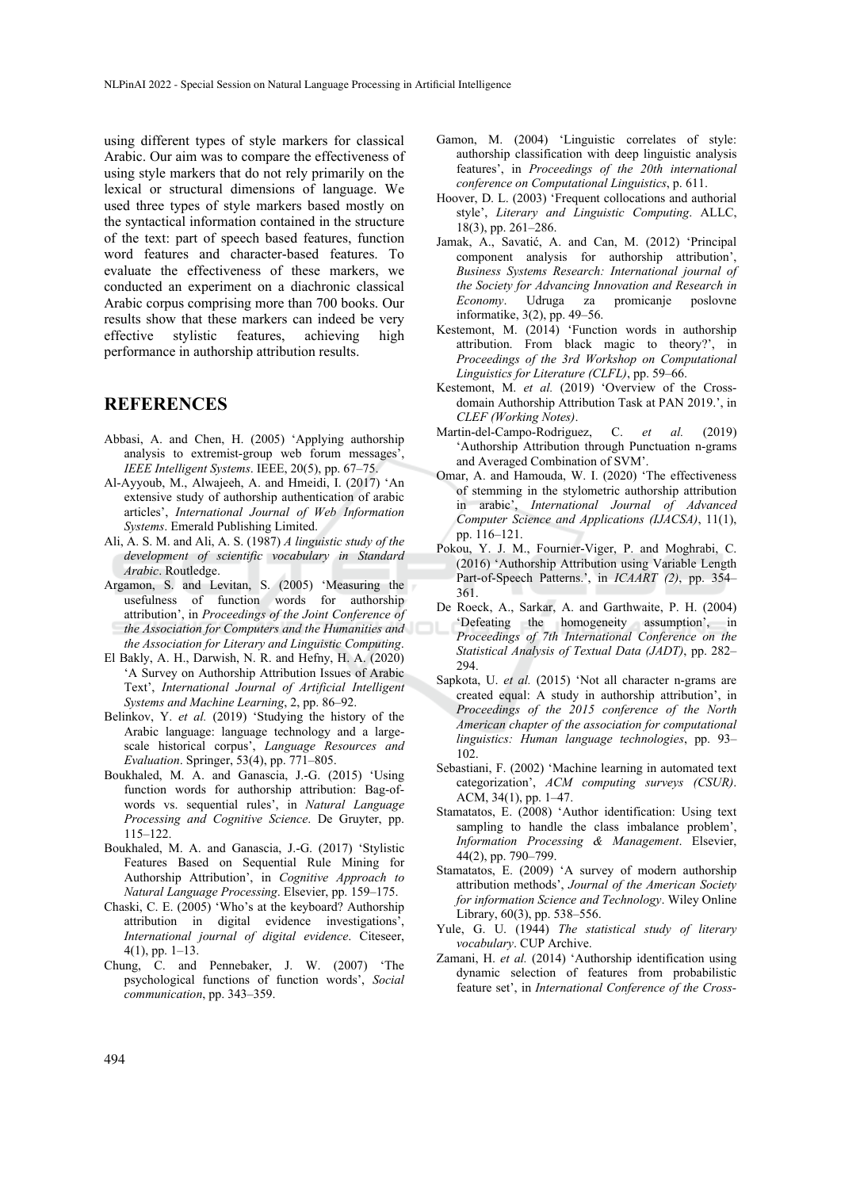using different types of style markers for classical Arabic. Our aim was to compare the effectiveness of using style markers that do not rely primarily on the lexical or structural dimensions of language. We used three types of style markers based mostly on the syntactical information contained in the structure of the text: part of speech based features, function word features and character-based features. To evaluate the effectiveness of these markers, we conducted an experiment on a diachronic classical Arabic corpus comprising more than 700 books. Our results show that these markers can indeed be very effective stylistic features, achieving high performance in authorship attribution results.

## REFERENCES

Abbasi, A. and Chen, H. (2005) 'Applying authorship analysis to extremist-group web forum messages', *IEEE Intelligent Systems*. IEEE, 20(5), pp. 67–75.

Al-Ayyoub, M., Alwajeeh, A. and Hmeidi, I. (2017) 'An extensive study of authorship authentication of arabic articles', *International Journal of Web Information Systems*. Emerald Publishing Limited.

Ali, A. S. M. and Ali, A. S. (1987) *A linguistic study of the development of scientific vocabulary in Standard Arabic*. Routledge.

Argamon, S. and Levitan, S. (2005) 'Measuring the usefulness of function words for authorship attribution', in *Proceedings of the Joint Conference of the Association for Computers and the Humanities and the Association for Literary and Linguistic Computing*.

El Bakly, A. H., Darwish, N. R. and Hefny, H. A. (2020) 'A Survey on Authorship Attribution Issues of Arabic Text', *International Journal of Artificial Intelligent Systems and Machine Learning*, 2, pp. 86–92.

Belinkov, Y. *et al.* (2019) 'Studying the history of the Arabic language: language technology and a large-scale historical corpus', *Language Resources and Evaluation*. Springer, 53(4), pp. 771–805.

Boukhaled, M. A. and Ganascia, J.-G. (2015) 'Using function words for authorship attribution: Bag-of-words vs. sequential rules', in *Natural Language Processing and Cognitive Science*. De Gruyter, pp. 115–122.

Boukhaled, M. A. and Ganascia, J.-G. (2017) 'Stylistic Features Based on Sequential Rule Mining for Authorship Attribution', in *Cognitive Approach to Natural Language Processing*. Elsevier, pp. 159–175.

Chaski, C. E. (2005) 'Who's at the keyboard? Authorship attribution in digital evidence investigations', *International journal of digital evidence*. Citeseer, 4(1), pp. 1–13.

Chung, C. and Pennebaker, J. W. (2007) 'The psychological functions of function words', *Social communication*, pp. 343–359.

Gamon, M. (2004) 'Linguistic correlates of style: authorship classification with deep linguistic analysis features', in *Proceedings of the 20th international conference on Computational Linguistics*, p. 611.

Hoover, D. L. (2003) 'Frequent collocations and authorial style', *Literary and Linguistic Computing*. ALLC, 18(3), pp. 261–286.

Jamak, A., Savatić, A. and Can, M. (2012) 'Principal component analysis for authorship attribution', *Business Systems Research: International journal of the Society for Advancing Innovation and Research in Economy*. Udruga za promicanje poslovne informatike, 3(2), pp. 49–56.

Kestemont, M. (2014) 'Function words in authorship attribution. From black magic to theory?', in *Proceedings of the 3rd Workshop on Computational Linguistics for Literature (CLFL)*, pp. 59–66.

Kestemont, M. *et al.* (2019) 'Overview of the Cross-domain Authorship Attribution Task at PAN 2019.', in *CLEF (Working Notes)*.

Martin-del-Campo-Rodriguez, C. *et al.* (2019) 'Authorship Attribution through Punctuation n-grams and Averaged Combination of SVM'.

Omar, A. and Hamouda, W. I. (2020) 'The effectiveness of stemming in the stylometric authorship attribution in arabic', *International Journal of Advanced Computer Science and Applications (IJACSA)*, 11(1), pp. 116–121.

Pokou, Y. J. M., Fournier-Viger, P. and Moghrabi, C. (2016) 'Authorship Attribution using Variable Length Part-of-Speech Patterns.', in *ICAART (2)*, pp. 354–361.

De Roeck, A., Sarkar, A. and Garthwaite, P. H. (2004) 'Defeating the homogeneity assumption', in *Proceedings of 7th International Conference on the Statistical Analysis of Textual Data (JADT)*, pp. 282–294.

Sapkota, U. *et al.* (2015) 'Not all character n-grams are created equal: A study in authorship attribution', in *Proceedings of the 2015 conference of the North American chapter of the association for computational linguistics: Human language technologies*, pp. 93–102.

Sebastiani, F. (2002) 'Machine learning in automated text categorization', *ACM computing surveys (CSUR)*. ACM, 34(1), pp. 1–47.

Stamatatos, E. (2008) 'Author identification: Using text sampling to handle the class imbalance problem', *Information Processing & Management*. Elsevier, 44(2), pp. 790–799.

Stamatatos, E. (2009) 'A survey of modern authorship attribution methods', *Journal of the American Society for information Science and Technology*. Wiley Online Library, 60(3), pp. 538–556.

Yule, G. U. (1944) *The statistical study of literary vocabulary*. CUP Archive.

Zamani, H. *et al.* (2014) 'Authorship identification using dynamic selection of features from probabilistic feature set', in *International Conference of the Cross-*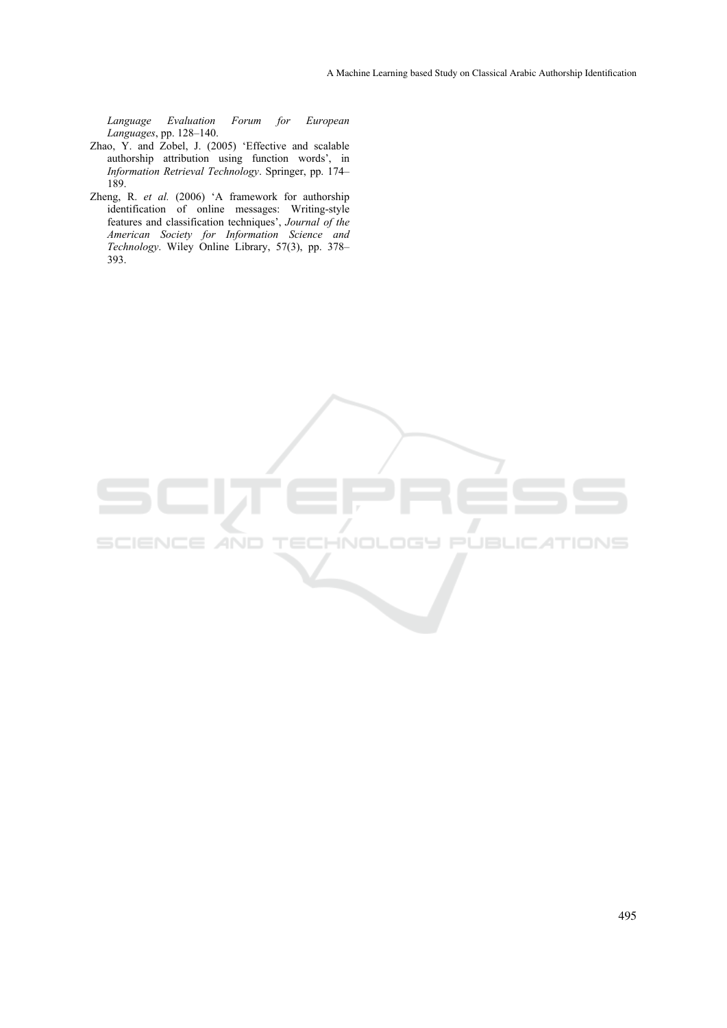*Language Evaluation Forum for European Languages*, pp. 128–140.

Zhao, Y. and Zobel, J. (2005) 'Effective and scalable authorship attribution using function words', in *Information Retrieval Technology*. Springer, pp. 174–189.

Zheng, R. *et al.* (2006) 'A framework for authorship identification of online messages: Writing-style features and classification techniques', *Journal of the American Society for Information Science and Technology*. Wiley Online Library, 57(3), pp. 378–393.